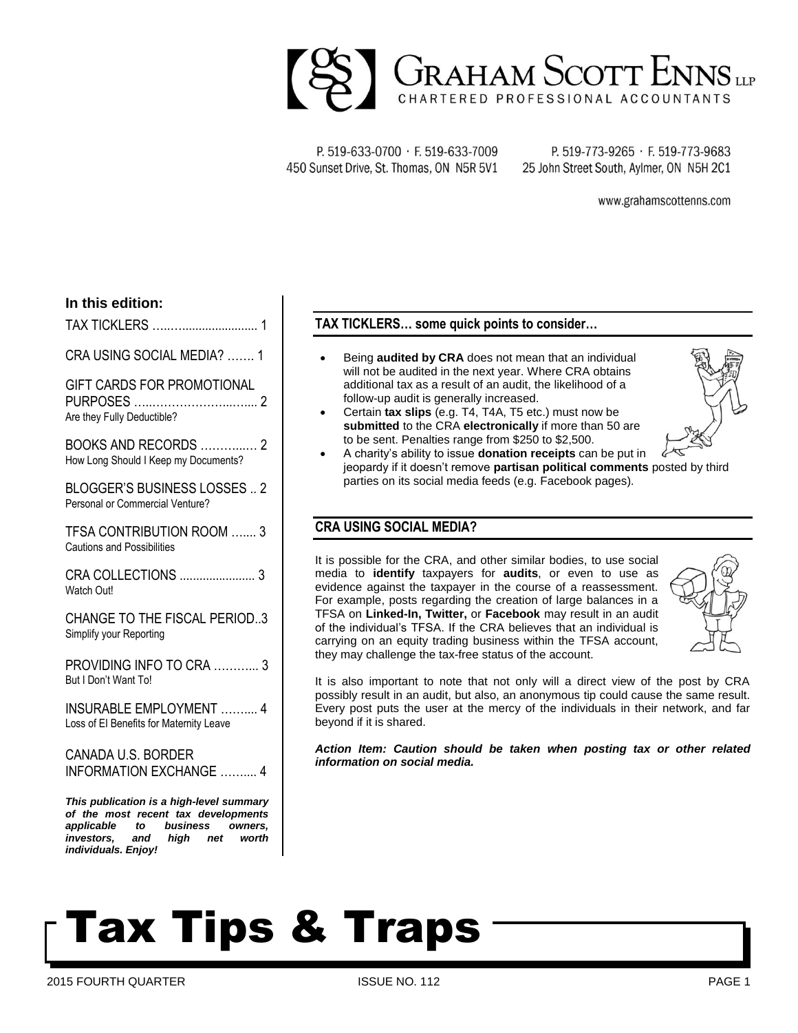# GRAHAM SCOTT ENNS LLP

CHARTERED PROFESSIONAL ACCOUNTANTS

P. 519-633-0700 · F. 519-633-7009
450 Sunset Drive, St. Thomas, ON N5R 5V1

P. 519-773-9265 · F. 519-773-9683
25 John Street South, Aylmer, ON N5H 2C1

www.grahamscottenns.com

**In this edition:**

TAX TICKLERS …….......................... 1

CRA USING SOCIAL MEDIA? ……. 1

GIFT CARDS FOR PROMOTIONAL PURPOSES …..……………...….... 2
Are they Fully Deductible?

BOOKS AND RECORDS ………..…. 2
How Long Should I Keep my Documents?

BLOGGER'S BUSINESS LOSSES .. 2
Personal or Commercial Venture?

TFSA CONTRIBUTION ROOM ….... 3
Cautions and Possibilities

CRA COLLECTIONS ....................... 3
Watch Out!

CHANGE TO THE FISCAL PERIOD..3
Simplify your Reporting

PROVIDING INFO TO CRA ……….. 3
But I Don't Want To!

INSURABLE EMPLOYMENT …….... 4
Loss of EI Benefits for Maternity Leave

CANADA U.S. BORDER INFORMATION EXCHANGE …….... 4

***This publication is a high-level summary of the most recent tax developments applicable to business owners, investors, and high net worth individuals. Enjoy!***

## TAX TICKLERS… some quick points to consider…

- Being **audited by CRA** does not mean that an individual will not be audited in the next year. Where CRA obtains additional tax as a result of an audit, the likelihood of a follow-up audit is generally increased.
- Certain **tax slips** (e.g. T4, T4A, T5 etc.) must now be **submitted** to the CRA **electronically** if more than 50 are to be sent. Penalties range from $250 to $2,500.
- A charity's ability to issue **donation receipts** can be put in jeopardy if it doesn't remove **partisan political comments** posted by third parties on its social media feeds (e.g. Facebook pages).

## CRA USING SOCIAL MEDIA?

It is possible for the CRA, and other similar bodies, to use social media to **identify** taxpayers for **audits**, or even to use as evidence against the taxpayer in the course of a reassessment. For example, posts regarding the creation of large balances in a TFSA on **Linked-In, Twitter,** or **Facebook** may result in an audit of the individual's TFSA. If the CRA believes that an individual is carrying on an equity trading business within the TFSA account, they may challenge the tax-free status of the account.

It is also important to note that not only will a direct view of the post by CRA possibly result in an audit, but also, an anonymous tip could cause the same result. Every post puts the user at the mercy of the individuals in their network, and far beyond if it is shared.

***Action Item: Caution should be taken when posting tax or other related information on social media.***

# Tax Tips & Traps

2015 FOURTH QUARTER — ISSUE NO. 112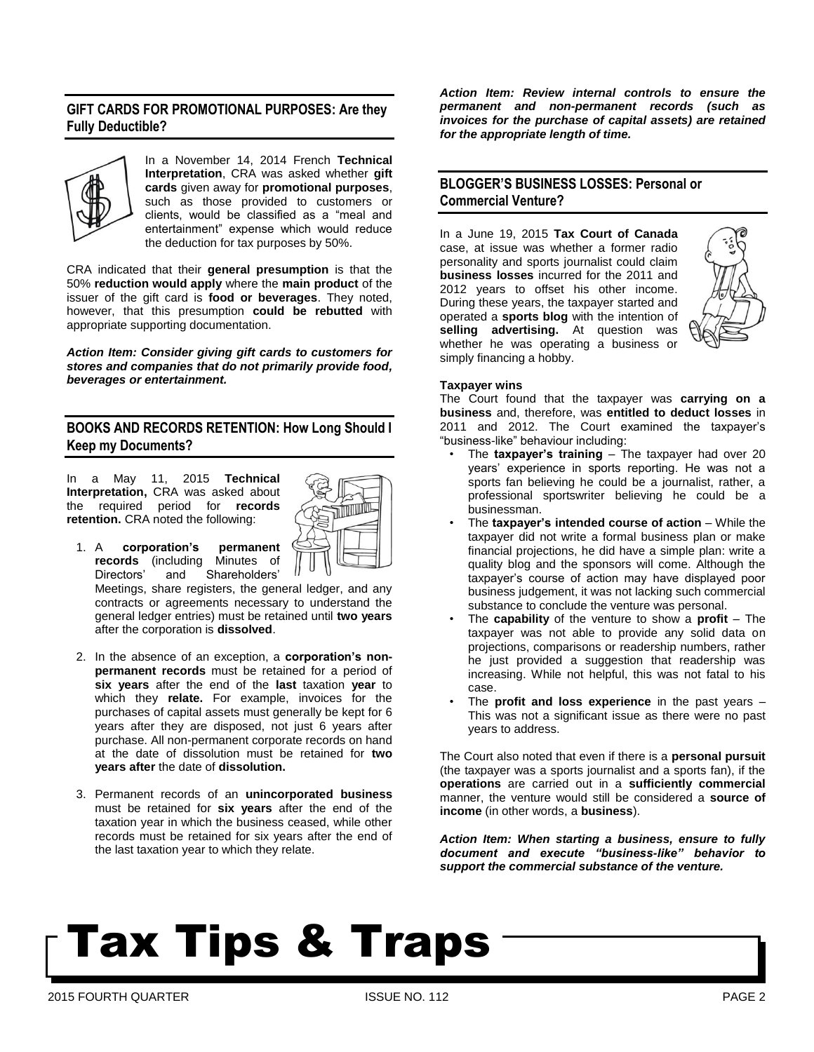## GIFT CARDS FOR PROMOTIONAL PURPOSES: Are they Fully Deductible?

In a November 14, 2014 French **Technical Interpretation**, CRA was asked whether **gift cards** given away for **promotional purposes**, such as those provided to customers or clients, would be classified as a "meal and entertainment" expense which would reduce the deduction for tax purposes by 50%.

CRA indicated that their **general presumption** is that the 50% **reduction would apply** where the **main product** of the issuer of the gift card is **food or beverages**. They noted, however, that this presumption **could be rebutted** with appropriate supporting documentation.

***Action Item: Consider giving gift cards to customers for stores and companies that do not primarily provide food, beverages or entertainment.***

## BOOKS AND RECORDS RETENTION: How Long Should I Keep my Documents?

In a May 11, 2015 **Technical Interpretation,** CRA was asked about the required period for **records retention.** CRA noted the following:

1. A **corporation's permanent records** (including Minutes of Directors' and Shareholders' Meetings, share registers, the general ledger, and any contracts or agreements necessary to understand the general ledger entries) must be retained until **two years** after the corporation is **dissolved**.

2. In the absence of an exception, a **corporation's non-permanent records** must be retained for a period of **six years** after the end of the **last** taxation **year** to which they **relate.** For example, invoices for the purchases of capital assets must generally be kept for 6 years after they are disposed, not just 6 years after purchase. All non-permanent corporate records on hand at the date of dissolution must be retained for **two years after** the date of **dissolution.**

3. Permanent records of an **unincorporated business** must be retained for **six years** after the end of the taxation year in which the business ceased, while other records must be retained for six years after the end of the last taxation year to which they relate.

***Action Item: Review internal controls to ensure the permanent and non-permanent records (such as invoices for the purchase of capital assets) are retained for the appropriate length of time.***

## BLOGGER'S BUSINESS LOSSES: Personal or Commercial Venture?

In a June 19, 2015 **Tax Court of Canada** case, at issue was whether a former radio personality and sports journalist could claim **business losses** incurred for the 2011 and 2012 years to offset his other income. During these years, the taxpayer started and operated a **sports blog** with the intention of **selling advertising.** At question was whether he was operating a business or simply financing a hobby.

**Taxpayer wins**

The Court found that the taxpayer was **carrying on a business** and, therefore, was **entitled to deduct losses** in 2011 and 2012. The Court examined the taxpayer's "business-like" behaviour including:

- The **taxpayer's training** – The taxpayer had over 20 years' experience in sports reporting. He was not a sports fan believing he could be a journalist, rather, a professional sportswriter believing he could be a businessman.
- The **taxpayer's intended course of action** – While the taxpayer did not write a formal business plan or make financial projections, he did have a simple plan: write a quality blog and the sponsors will come. Although the taxpayer's course of action may have displayed poor business judgement, it was not lacking such commercial substance to conclude the venture was personal.
- The **capability** of the venture to show a **profit** – The taxpayer was not able to provide any solid data on projections, comparisons or readership numbers, rather he just provided a suggestion that readership was increasing. While not helpful, this was not fatal to his case.
- The **profit and loss experience** in the past years – This was not a significant issue as there were no past years to address.

The Court also noted that even if there is a **personal pursuit** (the taxpayer was a sports journalist and a sports fan), if the **operations** are carried out in a **sufficiently commercial** manner, the venture would still be considered a **source of income** (in other words, a **business**).

***Action Item: When starting a business, ensure to fully document and execute "business-like" behavior to support the commercial substance of the venture.***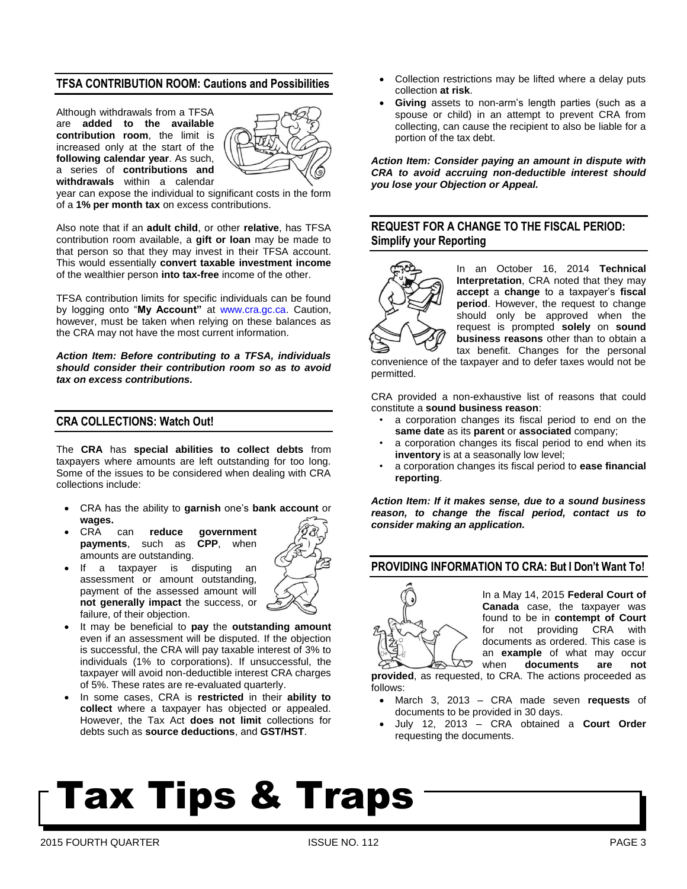## TFSA CONTRIBUTION ROOM: Cautions and Possibilities

Although withdrawals from a TFSA are **added to the available contribution room**, the limit is increased only at the start of the **following calendar year**. As such, a series of **contributions and withdrawals** within a calendar year can expose the individual to significant costs in the form of a **1% per month tax** on excess contributions.

Also note that if an **adult child**, or other **relative**, has TFSA contribution room available, a **gift or loan** may be made to that person so that they may invest in their TFSA account. This would essentially **convert taxable investment income** of the wealthier person **into tax-free** income of the other.

TFSA contribution limits for specific individuals can be found by logging onto "**My Account"** at www.cra.gc.ca. Caution, however, must be taken when relying on these balances as the CRA may not have the most current information.

***Action Item: Before contributing to a TFSA, individuals should consider their contribution room so as to avoid tax on excess contributions.***

## CRA COLLECTIONS: Watch Out!

The **CRA** has **special abilities to collect debts** from taxpayers where amounts are left outstanding for too long. Some of the issues to be considered when dealing with CRA collections include:

- CRA has the ability to **garnish** one's **bank account** or **wages.**
- CRA can **reduce government payments**, such as **CPP**, when amounts are outstanding.
- If a taxpayer is disputing an assessment or amount outstanding, payment of the assessed amount will **not generally impact** the success, or failure, of their objection.
- It may be beneficial to **pay** the **outstanding amount** even if an assessment will be disputed. If the objection is successful, the CRA will pay taxable interest of 3% to individuals (1% to corporations). If unsuccessful, the taxpayer will avoid non-deductible interest CRA charges of 5%. These rates are re-evaluated quarterly.
- In some cases, CRA is **restricted** in their **ability to collect** where a taxpayer has objected or appealed. However, the Tax Act **does not limit** collections for debts such as **source deductions**, and **GST/HST**.
- Collection restrictions may be lifted where a delay puts collection **at risk**.
- **Giving** assets to non-arm's length parties (such as a spouse or child) in an attempt to prevent CRA from collecting, can cause the recipient to also be liable for a portion of the tax debt.

***Action Item: Consider paying an amount in dispute with CRA to avoid accruing non-deductible interest should you lose your Objection or Appeal.***

## REQUEST FOR A CHANGE TO THE FISCAL PERIOD: Simplify your Reporting

In an October 16, 2014 **Technical Interpretation**, CRA noted that they may **accept** a **change** to a taxpayer's **fiscal period**. However, the request to change should only be approved when the request is prompted **solely** on **sound business reasons** other than to obtain a tax benefit. Changes for the personal convenience of the taxpayer and to defer taxes would not be permitted.

CRA provided a non-exhaustive list of reasons that could constitute a **sound business reason**:

- a corporation changes its fiscal period to end on the **same date** as its **parent** or **associated** company;
- a corporation changes its fiscal period to end when its **inventory** is at a seasonally low level;
- a corporation changes its fiscal period to **ease financial reporting**.

***Action Item: If it makes sense, due to a sound business reason, to change the fiscal period, contact us to consider making an application.***

## PROVIDING INFORMATION TO CRA: But I Don't Want To!

In a May 14, 2015 **Federal Court of Canada** case, the taxpayer was found to be in **contempt of Court** for not providing CRA with documents as ordered. This case is an **example** of what may occur when **documents are not provided**, as requested, to CRA. The actions proceeded as follows:

- March 3, 2013 – CRA made seven **requests** of documents to be provided in 30 days.
- July 12, 2013 – CRA obtained a **Court Order** requesting the documents.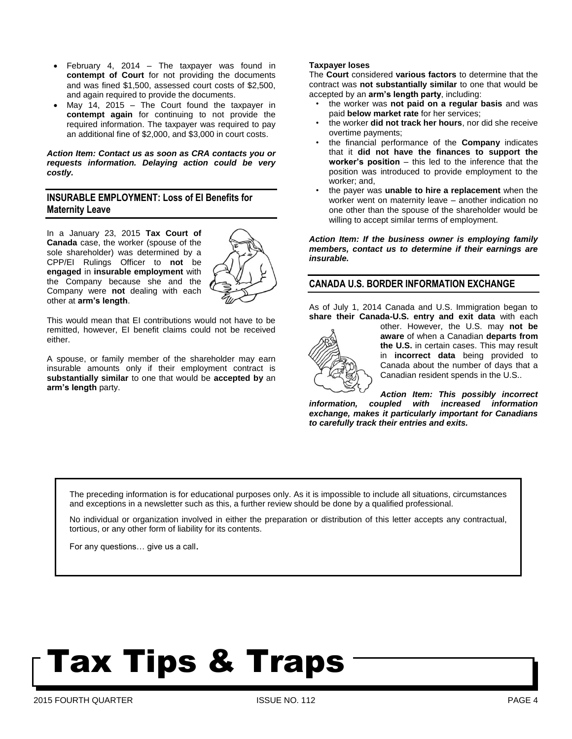- February 4, 2014 – The taxpayer was found in **contempt of Court** for not providing the documents and was fined $1,500, assessed court costs of $2,500, and again required to provide the documents.
- May 14, 2015 – The Court found the taxpayer in **contempt again** for continuing to not provide the required information. The taxpayer was required to pay an additional fine of $2,000, and $3,000 in court costs.

***Action Item: Contact us as soon as CRA contacts you or requests information. Delaying action could be very costly.***

## INSURABLE EMPLOYMENT: Loss of EI Benefits for Maternity Leave

In a January 23, 2015 **Tax Court of Canada** case, the worker (spouse of the sole shareholder) was determined by a CPP/EI Rulings Officer to **not** be **engaged** in **insurable employment** with the Company because she and the Company were **not** dealing with each other at **arm's length**.

This would mean that EI contributions would not have to be remitted, however, EI benefit claims could not be received either.

A spouse, or family member of the shareholder may earn insurable amounts only if their employment contract is **substantially similar** to one that would be **accepted by** an **arm's length** party.

**Taxpayer loses**

The **Court** considered **various factors** to determine that the contract was **not substantially similar** to one that would be accepted by an **arm's length party**, including:

- the worker was **not paid on a regular basis** and was paid **below market rate** for her services;
- the worker **did not track her hours**, nor did she receive overtime payments;
- the financial performance of the **Company** indicates that it **did not have the finances to support the worker's position** – this led to the inference that the position was introduced to provide employment to the worker; and,
- the payer was **unable to hire a replacement** when the worker went on maternity leave – another indication no one other than the spouse of the shareholder would be willing to accept similar terms of employment.

***Action Item: If the business owner is employing family members, contact us to determine if their earnings are insurable.***

## CANADA U.S. BORDER INFORMATION EXCHANGE

As of July 1, 2014 Canada and U.S. Immigration began to **share their Canada-U.S. entry and exit data** with each other. However, the U.S. may **not be aware** of when a Canadian **departs from the U.S.** in certain cases. This may result in **incorrect data** being provided to Canada about the number of days that a Canadian resident spends in the U.S..

***Action Item: This possibly incorrect information, coupled with increased information exchange, makes it particularly important for Canadians to carefully track their entries and exits.***

---

The preceding information is for educational purposes only. As it is impossible to include all situations, circumstances and exceptions in a newsletter such as this, a further review should be done by a qualified professional.

No individual or organization involved in either the preparation or distribution of this letter accepts any contractual, tortious, or any other form of liability for its contents.

For any questions… give us a call.

---